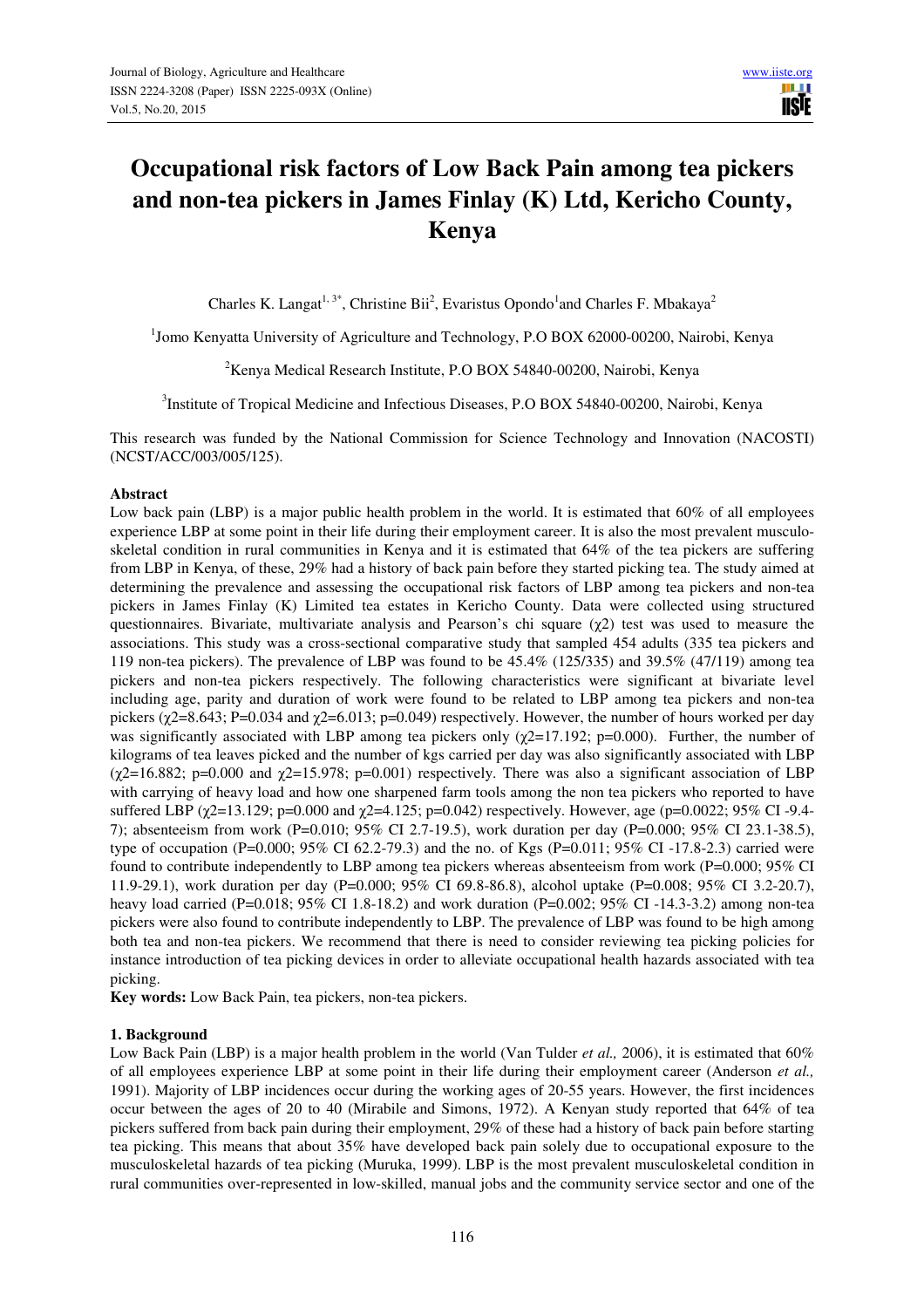# Occupational risk factors of Low Back Pain among tea pickers and non-tea pickers in James Finlay (K) Ltd, Kericho County, Kenya

Charles K. Langat[1, 3*], Christine Bii[2], Evaristus Opondo[1] and Charles F. Mbakaya[2]

[1]Jomo Kenyatta University of Agriculture and Technology, P.O BOX 62000-00200, Nairobi, Kenya

[2]Kenya Medical Research Institute, P.O BOX 54840-00200, Nairobi, Kenya

[3]Institute of Tropical Medicine and Infectious Diseases, P.O BOX 54840-00200, Nairobi, Kenya

This research was funded by the National Commission for Science Technology and Innovation (NACOSTI) (NCST/ACC/003/005/125).

**Abstract**

Low back pain (LBP) is a major public health problem in the world. It is estimated that 60% of all employees experience LBP at some point in their life during their employment career. It is also the most prevalent musculo-skeletal condition in rural communities in Kenya and it is estimated that 64% of the tea pickers are suffering from LBP in Kenya, of these, 29% had a history of back pain before they started picking tea. The study aimed at determining the prevalence and assessing the occupational risk factors of LBP among tea pickers and non-tea pickers in James Finlay (K) Limited tea estates in Kericho County. Data were collected using structured questionnaires. Bivariate, multivariate analysis and Pearson's chi square ($\chi 2$) test was used to measure the associations. This study was a cross-sectional comparative study that sampled 454 adults (335 tea pickers and 119 non-tea pickers). The prevalence of LBP was found to be 45.4% (125/335) and 39.5% (47/119) among tea pickers and non-tea pickers respectively. The following characteristics were significant at bivariate level including age, parity and duration of work were found to be related to LBP among tea pickers and non-tea pickers ($\chi 2$=8.643; P=0.034 and $\chi 2$=6.013; p=0.049) respectively. However, the number of hours worked per day was significantly associated with LBP among tea pickers only ($\chi 2$=17.192; p=0.000). Further, the number of kilograms of tea leaves picked and the number of kgs carried per day was also significantly associated with LBP ($\chi 2$=16.882; p=0.000 and $\chi 2$=15.978; p=0.001) respectively. There was also a significant association of LBP with carrying of heavy load and how one sharpened farm tools among the non tea pickers who reported to have suffered LBP ($\chi 2$=13.129; p=0.000 and $\chi 2$=4.125; p=0.042) respectively. However, age (p=0.0022; 95% CI -9.4-7); absenteeism from work (P=0.010; 95% CI 2.7-19.5), work duration per day (P=0.000; 95% CI 23.1-38.5), type of occupation (P=0.000; 95% CI 62.2-79.3) and the no. of Kgs (P=0.011; 95% CI -17.8-2.3) carried were found to contribute independently to LBP among tea pickers whereas absenteeism from work (P=0.000; 95% CI 11.9-29.1), work duration per day (P=0.000; 95% CI 69.8-86.8), alcohol uptake (P=0.008; 95% CI 3.2-20.7), heavy load carried (P=0.018; 95% CI 1.8-18.2) and work duration (P=0.002; 95% CI -14.3-3.2) among non-tea pickers were also found to contribute independently to LBP. The prevalence of LBP was found to be high among both tea and non-tea pickers. We recommend that there is need to consider reviewing tea picking policies for instance introduction of tea picking devices in order to alleviate occupational health hazards associated with tea picking.

**Key words:** Low Back Pain, tea pickers, non-tea pickers.

## 1. Background

Low Back Pain (LBP) is a major health problem in the world (Van Tulder *et al.,* 2006), it is estimated that 60% of all employees experience LBP at some point in their life during their employment career (Anderson *et al.,* 1991). Majority of LBP incidences occur during the working ages of 20-55 years. However, the first incidences occur between the ages of 20 to 40 (Mirabile and Simons, 1972). A Kenyan study reported that 64% of tea pickers suffered from back pain during their employment, 29% of these had a history of back pain before starting tea picking. This means that about 35% have developed back pain solely due to occupational exposure to the musculoskeletal hazards of tea picking (Muruka, 1999). LBP is the most prevalent musculoskeletal condition in rural communities over-represented in low-skilled, manual jobs and the community service sector and one of the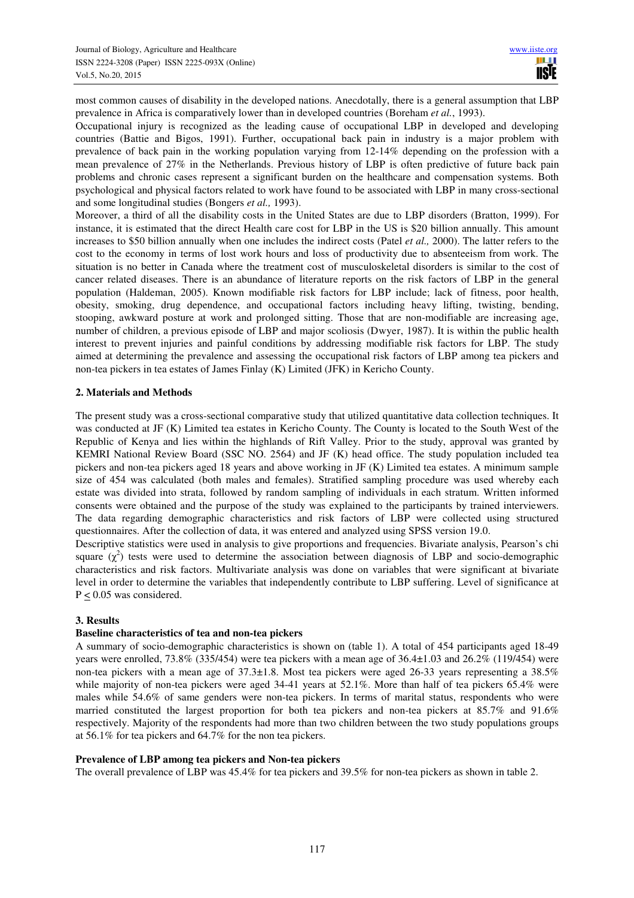most common causes of disability in the developed nations. Anecdotally, there is a general assumption that LBP prevalence in Africa is comparatively lower than in developed countries (Boreham *et al.*, 1993).

Occupational injury is recognized as the leading cause of occupational LBP in developed and developing countries (Battie and Bigos, 1991). Further, occupational back pain in industry is a major problem with prevalence of back pain in the working population varying from 12-14% depending on the profession with a mean prevalence of 27% in the Netherlands. Previous history of LBP is often predictive of future back pain problems and chronic cases represent a significant burden on the healthcare and compensation systems. Both psychological and physical factors related to work have found to be associated with LBP in many cross-sectional and some longitudinal studies (Bongers *et al.,* 1993).

Moreover, a third of all the disability costs in the United States are due to LBP disorders (Bratton, 1999). For instance, it is estimated that the direct Health care cost for LBP in the US is $20 billion annually. This amount increases to $50 billion annually when one includes the indirect costs (Patel *et al.,* 2000). The latter refers to the cost to the economy in terms of lost work hours and loss of productivity due to absenteeism from work. The situation is no better in Canada where the treatment cost of musculoskeletal disorders is similar to the cost of cancer related diseases. There is an abundance of literature reports on the risk factors of LBP in the general population (Haldeman, 2005). Known modifiable risk factors for LBP include; lack of fitness, poor health, obesity, smoking, drug dependence, and occupational factors including heavy lifting, twisting, bending, stooping, awkward posture at work and prolonged sitting. Those that are non-modifiable are increasing age, number of children, a previous episode of LBP and major scoliosis (Dwyer, 1987). It is within the public health interest to prevent injuries and painful conditions by addressing modifiable risk factors for LBP. The study aimed at determining the prevalence and assessing the occupational risk factors of LBP among tea pickers and non-tea pickers in tea estates of James Finlay (K) Limited (JFK) in Kericho County.

## 2. Materials and Methods

The present study was a cross-sectional comparative study that utilized quantitative data collection techniques. It was conducted at JF (K) Limited tea estates in Kericho County. The County is located to the South West of the Republic of Kenya and lies within the highlands of Rift Valley. Prior to the study, approval was granted by KEMRI National Review Board (SSC NO. 2564) and JF (K) head office. The study population included tea pickers and non-tea pickers aged 18 years and above working in JF (K) Limited tea estates. A minimum sample size of 454 was calculated (both males and females). Stratified sampling procedure was used whereby each estate was divided into strata, followed by random sampling of individuals in each stratum. Written informed consents were obtained and the purpose of the study was explained to the participants by trained interviewers. The data regarding demographic characteristics and risk factors of LBP were collected using structured questionnaires. After the collection of data, it was entered and analyzed using SPSS version 19.0.

Descriptive statistics were used in analysis to give proportions and frequencies. Bivariate analysis, Pearson's chi square ($\chi^2$) tests were used to determine the association between diagnosis of LBP and socio-demographic characteristics and risk factors. Multivariate analysis was done on variables that were significant at bivariate level in order to determine the variables that independently contribute to LBP suffering. Level of significance at $P \leq 0.05$ was considered.

## 3. Results

### Baseline characteristics of tea and non-tea pickers

A summary of socio-demographic characteristics is shown on (table 1). A total of 454 participants aged 18-49 years were enrolled, 73.8% (335/454) were tea pickers with a mean age of 36.4±1.03 and 26.2% (119/454) were non-tea pickers with a mean age of 37.3±1.8. Most tea pickers were aged 26-33 years representing a 38.5% while majority of non-tea pickers were aged 34-41 years at 52.1%. More than half of tea pickers 65.4% were males while 54.6% of same genders were non-tea pickers. In terms of marital status, respondents who were married constituted the largest proportion for both tea pickers and non-tea pickers at 85.7% and 91.6% respectively. Majority of the respondents had more than two children between the two study populations groups at 56.1% for tea pickers and 64.7% for the non tea pickers.

### Prevalence of LBP among tea pickers and Non-tea pickers

The overall prevalence of LBP was 45.4% for tea pickers and 39.5% for non-tea pickers as shown in table 2.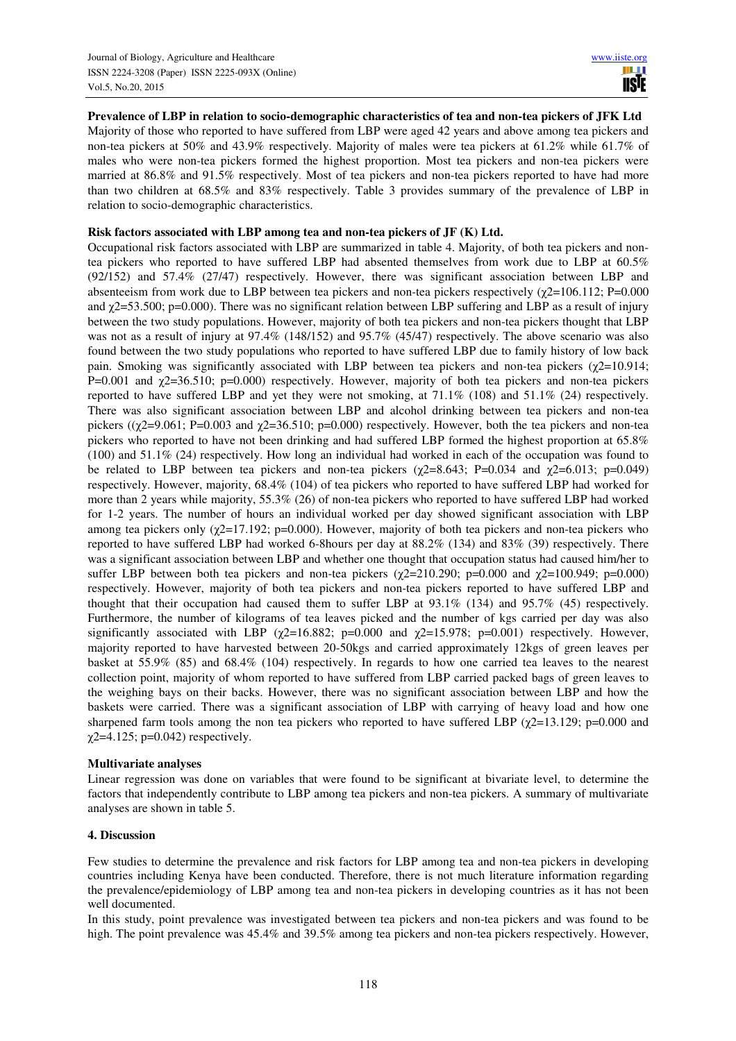**Prevalence of LBP in relation to socio-demographic characteristics of tea and non-tea pickers of JFK Ltd**

Majority of those who reported to have suffered from LBP were aged 42 years and above among tea pickers and non-tea pickers at 50% and 43.9% respectively. Majority of males were tea pickers at 61.2% while 61.7% of males who were non-tea pickers formed the highest proportion. Most tea pickers and non-tea pickers were married at 86.8% and 91.5% respectively. Most of tea pickers and non-tea pickers reported to have had more than two children at 68.5% and 83% respectively. Table 3 provides summary of the prevalence of LBP in relation to socio-demographic characteristics.

**Risk factors associated with LBP among tea and non-tea pickers of JF (K) Ltd.**

Occupational risk factors associated with LBP are summarized in table 4. Majority, of both tea pickers and non-tea pickers who reported to have suffered LBP had absented themselves from work due to LBP at 60.5% (92/152) and 57.4% (27/47) respectively. However, there was significant association between LBP and absenteeism from work due to LBP between tea pickers and non-tea pickers respectively ($\chi 2$=106.112; P=0.000 and $\chi 2$=53.500; p=0.000). There was no significant relation between LBP suffering and LBP as a result of injury between the two study populations. However, majority of both tea pickers and non-tea pickers thought that LBP was not as a result of injury at 97.4% (148/152) and 95.7% (45/47) respectively. The above scenario was also found between the two study populations who reported to have suffered LBP due to family history of low back pain. Smoking was significantly associated with LBP between tea pickers and non-tea pickers ($\chi 2$=10.914; P=0.001 and $\chi 2$=36.510; p=0.000) respectively. However, majority of both tea pickers and non-tea pickers reported to have suffered LBP and yet they were not smoking, at 71.1% (108) and 51.1% (24) respectively. There was also significant association between LBP and alcohol drinking between tea pickers and non-tea pickers (($\chi 2$=9.061; P=0.003 and $\chi 2$=36.510; p=0.000) respectively. However, both the tea pickers and non-tea pickers who reported to have not been drinking and had suffered LBP formed the highest proportion at 65.8% (100) and 51.1% (24) respectively. How long an individual had worked in each of the occupation was found to be related to LBP between tea pickers and non-tea pickers ($\chi 2$=8.643; P=0.034 and $\chi 2$=6.013; p=0.049) respectively. However, majority, 68.4% (104) of tea pickers who reported to have suffered LBP had worked for more than 2 years while majority, 55.3% (26) of non-tea pickers who reported to have suffered LBP had worked for 1-2 years. The number of hours an individual worked per day showed significant association with LBP among tea pickers only ($\chi 2$=17.192; p=0.000). However, majority of both tea pickers and non-tea pickers who reported to have suffered LBP had worked 6-8hours per day at 88.2% (134) and 83% (39) respectively. There was a significant association between LBP and whether one thought that occupation status had caused him/her to suffer LBP between both tea pickers and non-tea pickers ($\chi 2$=210.290; p=0.000 and $\chi 2$=100.949; p=0.000) respectively. However, majority of both tea pickers and non-tea pickers reported to have suffered LBP and thought that their occupation had caused them to suffer LBP at 93.1% (134) and 95.7% (45) respectively. Furthermore, the number of kilograms of tea leaves picked and the number of kgs carried per day was also significantly associated with LBP ($\chi 2$=16.882; p=0.000 and $\chi 2$=15.978; p=0.001) respectively. However, majority reported to have harvested between 20-50kgs and carried approximately 12kgs of green leaves per basket at 55.9% (85) and 68.4% (104) respectively. In regards to how one carried tea leaves to the nearest collection point, majority of whom reported to have suffered from LBP carried packed bags of green leaves to the weighing bays on their backs. However, there was no significant association between LBP and how the baskets were carried. There was a significant association of LBP with carrying of heavy load and how one sharpened farm tools among the non tea pickers who reported to have suffered LBP ($\chi 2$=13.129; p=0.000 and $\chi 2$=4.125; p=0.042) respectively.

**Multivariate analyses**

Linear regression was done on variables that were found to be significant at bivariate level, to determine the factors that independently contribute to LBP among tea pickers and non-tea pickers. A summary of multivariate analyses are shown in table 5.

**4. Discussion**

Few studies to determine the prevalence and risk factors for LBP among tea and non-tea pickers in developing countries including Kenya have been conducted. Therefore, there is not much literature information regarding the prevalence/epidemiology of LBP among tea and non-tea pickers in developing countries as it has not been well documented.

In this study, point prevalence was investigated between tea pickers and non-tea pickers and was found to be high. The point prevalence was 45.4% and 39.5% among tea pickers and non-tea pickers respectively. However,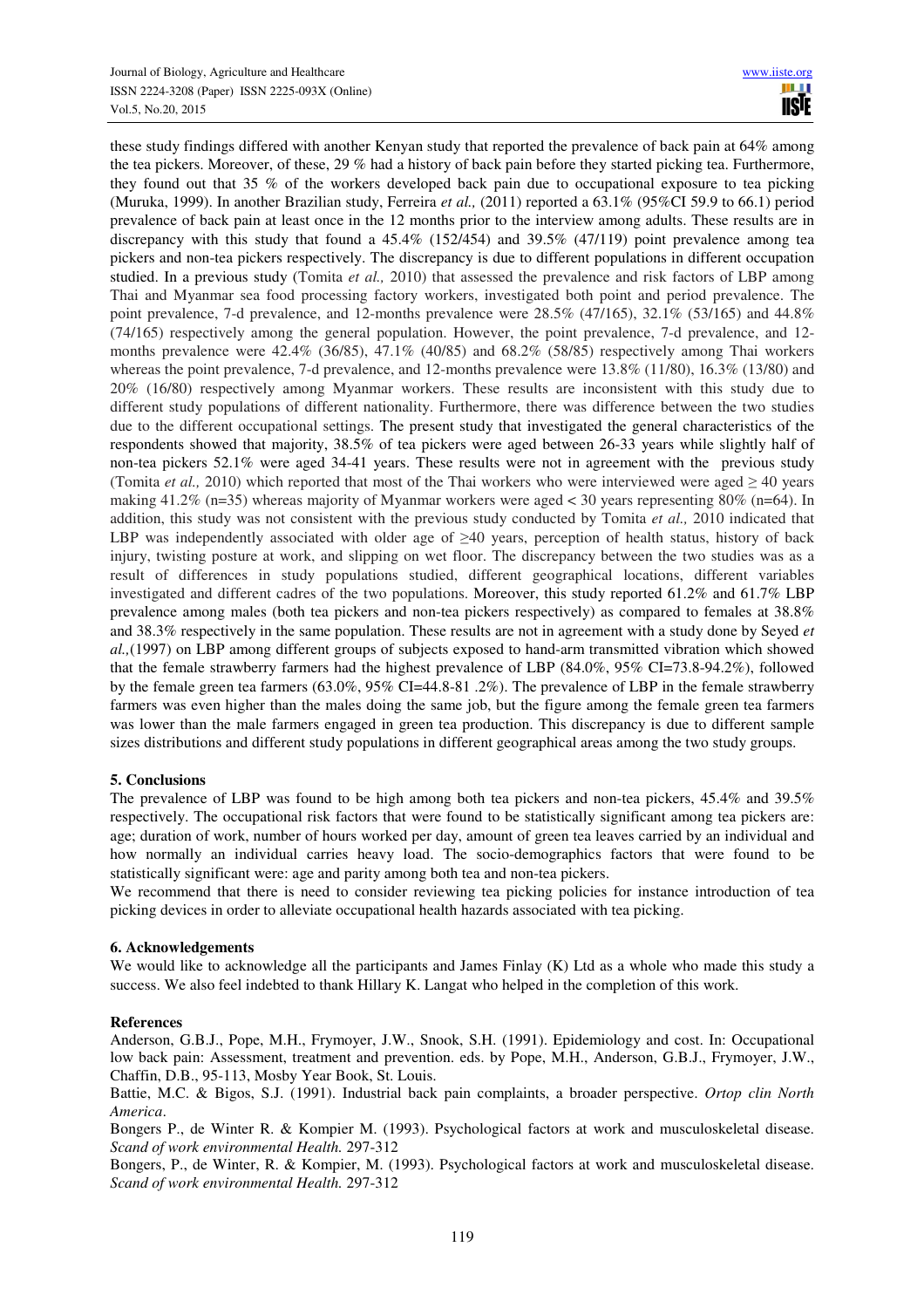these study findings differed with another Kenyan study that reported the prevalence of back pain at 64% among the tea pickers. Moreover, of these, 29 % had a history of back pain before they started picking tea. Furthermore, they found out that 35 % of the workers developed back pain due to occupational exposure to tea picking (Muruka, 1999). In another Brazilian study, Ferreira *et al.,* (2011) reported a 63.1% (95%CI 59.9 to 66.1) period prevalence of back pain at least once in the 12 months prior to the interview among adults. These results are in discrepancy with this study that found a 45.4% (152/454) and 39.5% (47/119) point prevalence among tea pickers and non-tea pickers respectively. The discrepancy is due to different populations in different occupation studied. In a previous study (Tomita *et al.,* 2010) that assessed the prevalence and risk factors of LBP among Thai and Myanmar sea food processing factory workers, investigated both point and period prevalence. The point prevalence, 7-d prevalence, and 12-months prevalence were 28.5% (47/165), 32.1% (53/165) and 44.8% (74/165) respectively among the general population. However, the point prevalence, 7-d prevalence, and 12-months prevalence were 42.4% (36/85), 47.1% (40/85) and 68.2% (58/85) respectively among Thai workers whereas the point prevalence, 7-d prevalence, and 12-months prevalence were 13.8% (11/80), 16.3% (13/80) and 20% (16/80) respectively among Myanmar workers. These results are inconsistent with this study due to different study populations of different nationality. Furthermore, there was difference between the two studies due to the different occupational settings. The present study that investigated the general characteristics of the respondents showed that majority, 38.5% of tea pickers were aged between 26-33 years while slightly half of non-tea pickers 52.1% were aged 34-41 years. These results were not in agreement with the previous study (Tomita *et al.,* 2010) which reported that most of the Thai workers who were interviewed were aged ≥ 40 years making 41.2% (n=35) whereas majority of Myanmar workers were aged < 30 years representing 80% (n=64). In addition, this study was not consistent with the previous study conducted by Tomita *et al.,* 2010 indicated that LBP was independently associated with older age of ≥40 years, perception of health status, history of back injury, twisting posture at work, and slipping on wet floor. The discrepancy between the two studies was as a result of differences in study populations studied, different geographical locations, different variables investigated and different cadres of the two populations. Moreover, this study reported 61.2% and 61.7% LBP prevalence among males (both tea pickers and non-tea pickers respectively) as compared to females at 38.8% and 38.3% respectively in the same population. These results are not in agreement with a study done by Seyed *et al.,*(1997) on LBP among different groups of subjects exposed to hand-arm transmitted vibration which showed that the female strawberry farmers had the highest prevalence of LBP (84.0%, 95% CI=73.8-94.2%), followed by the female green tea farmers (63.0%, 95% CI=44.8-81 .2%). The prevalence of LBP in the female strawberry farmers was even higher than the males doing the same job, but the figure among the female green tea farmers was lower than the male farmers engaged in green tea production. This discrepancy is due to different sample sizes distributions and different study populations in different geographical areas among the two study groups.

## 5. Conclusions

The prevalence of LBP was found to be high among both tea pickers and non-tea pickers, 45.4% and 39.5% respectively. The occupational risk factors that were found to be statistically significant among tea pickers are: age; duration of work, number of hours worked per day, amount of green tea leaves carried by an individual and how normally an individual carries heavy load. The socio-demographics factors that were found to be statistically significant were: age and parity among both tea and non-tea pickers.

We recommend that there is need to consider reviewing tea picking policies for instance introduction of tea picking devices in order to alleviate occupational health hazards associated with tea picking.

## 6. Acknowledgements

We would like to acknowledge all the participants and James Finlay (K) Ltd as a whole who made this study a success. We also feel indebted to thank Hillary K. Langat who helped in the completion of this work.

## References

Anderson, G.B.J., Pope, M.H., Frymoyer, J.W., Snook, S.H. (1991). Epidemiology and cost. In: Occupational low back pain: Assessment, treatment and prevention. eds. by Pope, M.H., Anderson, G.B.J., Frymoyer, J.W., Chaffin, D.B., 95-113, Mosby Year Book, St. Louis.

Battie, M.C. & Bigos, S.J. (1991). Industrial back pain complaints, a broader perspective. *Ortop clin North America*.

Bongers P., de Winter R. & Kompier M. (1993). Psychological factors at work and musculoskeletal disease. *Scand of work environmental Health.* 297-312

Bongers, P., de Winter, R. & Kompier, M. (1993). Psychological factors at work and musculoskeletal disease. *Scand of work environmental Health.* 297-312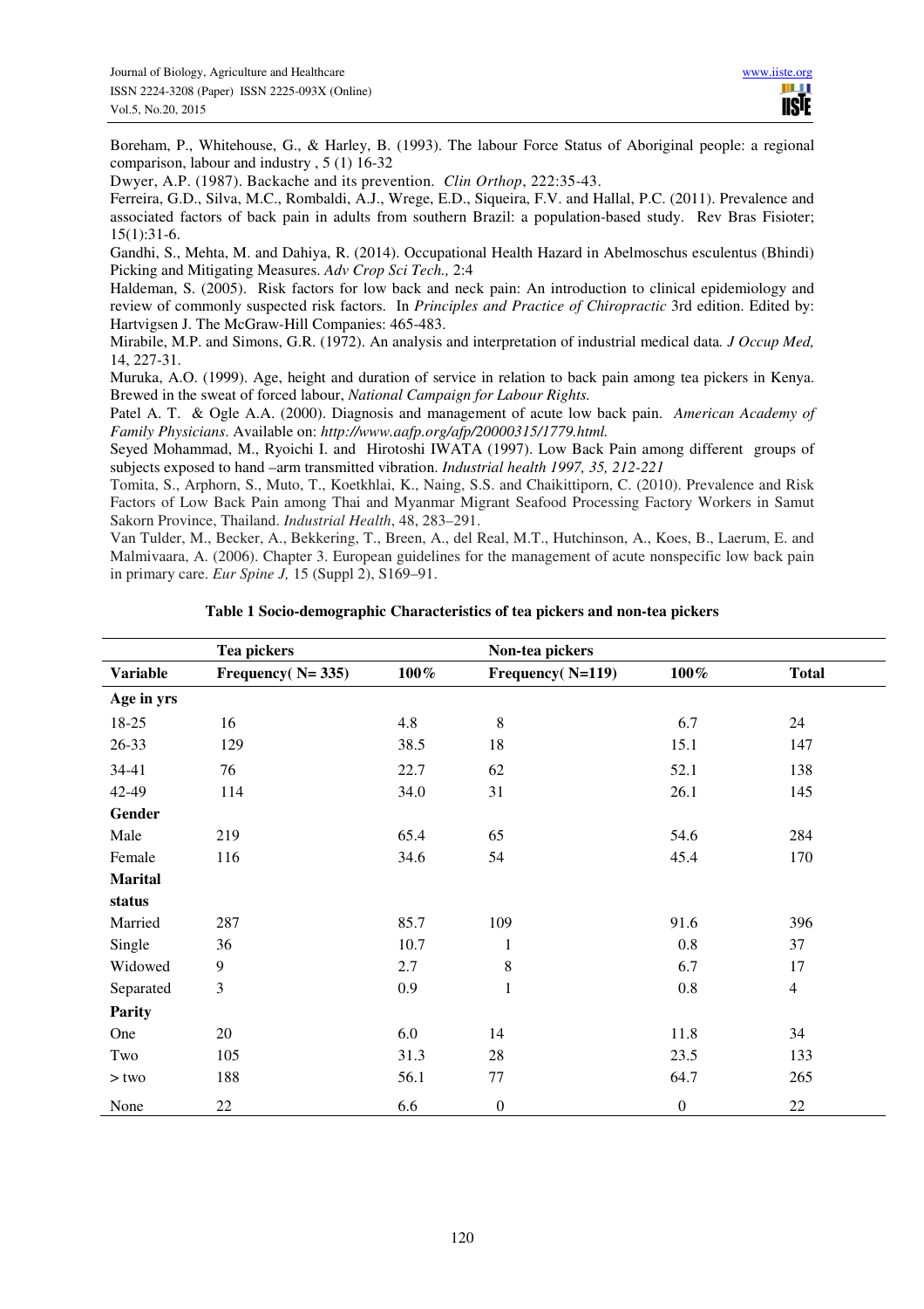Boreham, P., Whitehouse, G., & Harley, B. (1993). The labour Force Status of Aboriginal people: a regional comparison, labour and industry , 5 (1) 16-32

Dwyer, A.P. (1987). Backache and its prevention. *Clin Orthop*, 222:35-43.

Ferreira, G.D., Silva, M.C., Rombaldi, A.J., Wrege, E.D., Siqueira, F.V. and Hallal, P.C. (2011). Prevalence and associated factors of back pain in adults from southern Brazil: a population-based study. Rev Bras Fisioter; 15(1):31-6.

Gandhi, S., Mehta, M. and Dahiya, R. (2014). Occupational Health Hazard in Abelmoschus esculentus (Bhindi) Picking and Mitigating Measures. *Adv Crop Sci Tech.,* 2:4

Haldeman, S. (2005). Risk factors for low back and neck pain: An introduction to clinical epidemiology and review of commonly suspected risk factors. In *Principles and Practice of Chiropractic* 3rd edition. Edited by: Hartvigsen J. The McGraw-Hill Companies: 465-483.

Mirabile, M.P. and Simons, G.R. (1972). An analysis and interpretation of industrial medical data*. J Occup Med,* 14, 227-31.

Muruka, A.O. (1999). Age, height and duration of service in relation to back pain among tea pickers in Kenya. Brewed in the sweat of forced labour, *National Campaign for Labour Rights.*

Patel A. T. & Ogle A.A. (2000). Diagnosis and management of acute low back pain. *American Academy of Family Physicians*. Available on: *http://www.aafp.org/afp/20000315/1779.html.*

Seyed Mohammad, M., Ryoichi I. and Hirotoshi IWATA (1997). Low Back Pain among different groups of subjects exposed to hand –arm transmitted vibration. *Industrial health 1997, 35, 212-221*

Tomita, S., Arphorn, S., Muto, T., Koetkhlai, K., Naing, S.S. and Chaikittiporn, C. (2010). Prevalence and Risk Factors of Low Back Pain among Thai and Myanmar Migrant Seafood Processing Factory Workers in Samut Sakorn Province, Thailand. *Industrial Health*, 48, 283–291.

Van Tulder, M., Becker, A., Bekkering, T., Breen, A., del Real, M.T., Hutchinson, A., Koes, B., Laerum, E. and Malmivaara, A. (2006). Chapter 3. European guidelines for the management of acute nonspecific low back pain in primary care. *Eur Spine J,* 15 (Suppl 2), S169–91.

**Table 1 Socio-demographic Characteristics of tea pickers and non-tea pickers**

| | Tea pickers | | Non-tea pickers | | |
|---|---|---|---|---|---|
| **Variable** | **Frequency( N= 335)** | **100%** | **Frequency( N=119)** | **100%** | **Total** |
| **Age in yrs** | | | | | |
| 18-25 | 16 | 4.8 | 8 | 6.7 | 24 |
| 26-33 | 129 | 38.5 | 18 | 15.1 | 147 |
| 34-41 | 76 | 22.7 | 62 | 52.1 | 138 |
| 42-49 | 114 | 34.0 | 31 | 26.1 | 145 |
| **Gender** | | | | | |
| Male | 219 | 65.4 | 65 | 54.6 | 284 |
| Female | 116 | 34.6 | 54 | 45.4 | 170 |
| **Marital status** | | | | | |
| Married | 287 | 85.7 | 109 | 91.6 | 396 |
| Single | 36 | 10.7 | 1 | 0.8 | 37 |
| Widowed | 9 | 2.7 | 8 | 6.7 | 17 |
| Separated | 3 | 0.9 | 1 | 0.8 | 4 |
| **Parity** | | | | | |
| One | 20 | 6.0 | 14 | 11.8 | 34 |
| Two | 105 | 31.3 | 28 | 23.5 | 133 |
| > two | 188 | 56.1 | 77 | 64.7 | 265 |
| None | 22 | 6.6 | 0 | 0 | 22 |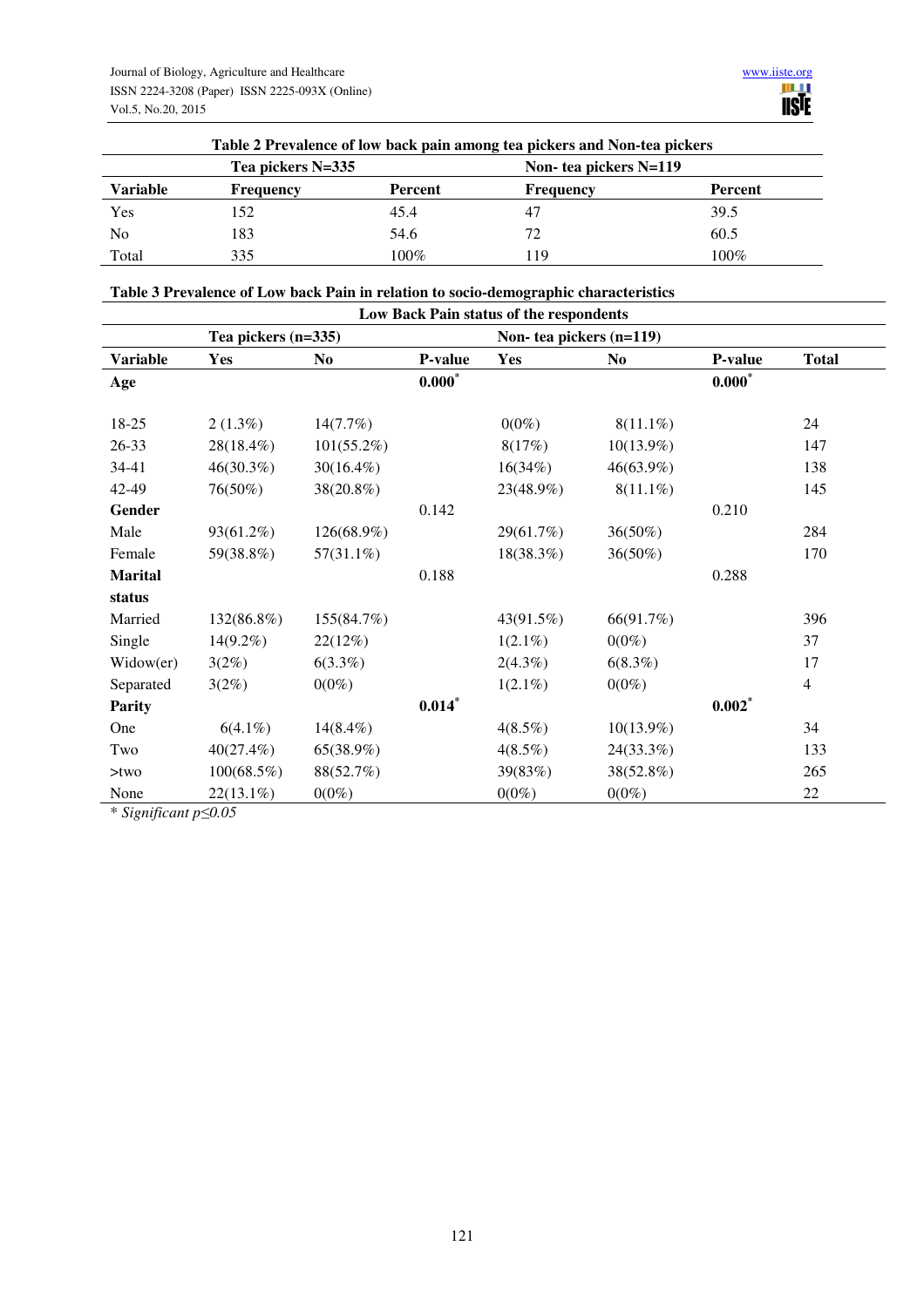**Table 2 Prevalence of low back pain among tea pickers and Non-tea pickers**

| | Tea pickers N=335 | | Non- tea pickers N=119 | |
|---|---|---|---|---|
| **Variable** | **Frequency** | **Percent** | **Frequency** | **Percent** |
| Yes | 152 | 45.4 | 47 | 39.5 |
| No | 183 | 54.6 | 72 | 60.5 |
| Total | 335 | 100% | 119 | 100% |

**Table 3 Prevalence of Low back Pain in relation to socio-demographic characteristics**

| Low Back Pain status of the respondents | | | | | | | |
|---|---|---|---|---|---|---|---|
| | Tea pickers (n=335) | | | Non- tea pickers (n=119) | | | |
| **Variable** | **Yes** | **No** | **P-value** | **Yes** | **No** | **P-value** | **Total** |
| **Age** | | | **0.000*** | | | **0.000*** | |
| 18-25 | 2 (1.3%) | 14(7.7%) | | 0(0%) | 8(11.1%) | | 24 |
| 26-33 | 28(18.4%) | 101(55.2%) | | 8(17%) | 10(13.9%) | | 147 |
| 34-41 | 46(30.3%) | 30(16.4%) | | 16(34%) | 46(63.9%) | | 138 |
| 42-49 | 76(50%) | 38(20.8%) | | 23(48.9%) | 8(11.1%) | | 145 |
| **Gender** | | | 0.142 | | | 0.210 | |
| Male | 93(61.2%) | 126(68.9%) | | 29(61.7%) | 36(50%) | | 284 |
| Female | 59(38.8%) | 57(31.1%) | | 18(38.3%) | 36(50%) | | 170 |
| **Marital status** | | | 0.188 | | | 0.288 | |
| Married | 132(86.8%) | 155(84.7%) | | 43(91.5%) | 66(91.7%) | | 396 |
| Single | 14(9.2%) | 22(12%) | | 1(2.1%) | 0(0%) | | 37 |
| Widow(er) | 3(2%) | 6(3.3%) | | 2(4.3%) | 6(8.3%) | | 17 |
| Separated | 3(2%) | 0(0%) | | 1(2.1%) | 0(0%) | | 4 |
| **Parity** | | | **0.014*** | | | **0.002*** | |
| One | 6(4.1%) | 14(8.4%) | | 4(8.5%) | 10(13.9%) | | 34 |
| Two | 40(27.4%) | 65(38.9%) | | 4(8.5%) | 24(33.3%) | | 133 |
| >two | 100(68.5%) | 88(52.7%) | | 39(83%) | 38(52.8%) | | 265 |
| None | 22(13.1%) | 0(0%) | | 0(0%) | 0(0%) | | 22 |

*\* Significant p≤0.05*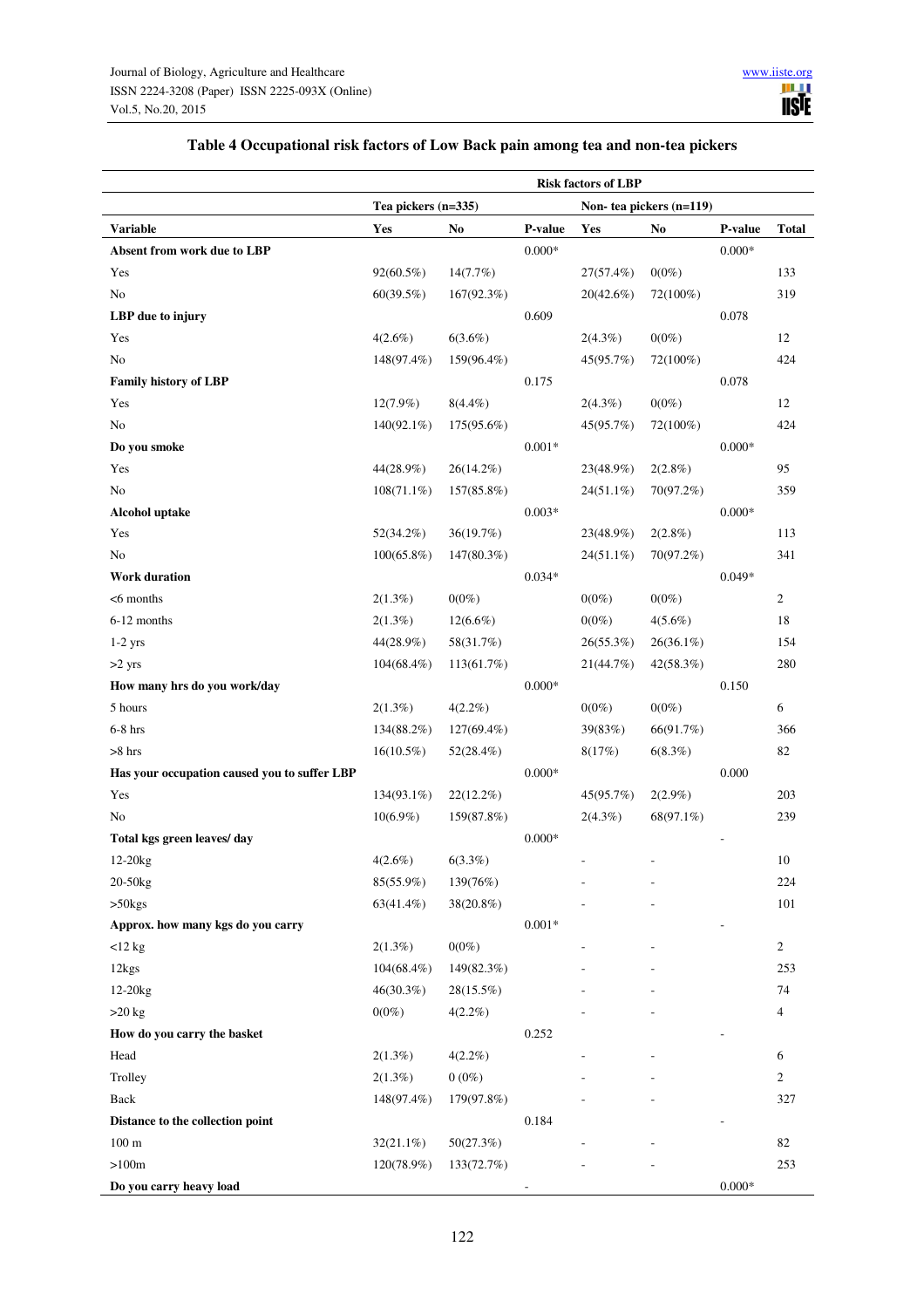**Table 4 Occupational risk factors of Low Back pain among tea and non-tea pickers**

| | Risk factors of LBP | | | | | | |
|---|---|---|---|---|---|---|---|
| | Tea pickers (n=335) | | | Non- tea pickers (n=119) | | | |
| **Variable** | **Yes** | **No** | **P-value** | **Yes** | **No** | **P-value** | **Total** |
| **Absent from work due to LBP** | | | 0.000* | | | 0.000* | |
| Yes | 92(60.5%) | 14(7.7%) | | 27(57.4%) | 0(0%) | | 133 |
| No | 60(39.5%) | 167(92.3%) | | 20(42.6%) | 72(100%) | | 319 |
| **LBP due to injury** | | | 0.609 | | | 0.078 | |
| Yes | 4(2.6%) | 6(3.6%) | | 2(4.3%) | 0(0%) | | 12 |
| No | 148(97.4%) | 159(96.4%) | | 45(95.7%) | 72(100%) | | 424 |
| **Family history of LBP** | | | 0.175 | | | 0.078 | |
| Yes | 12(7.9%) | 8(4.4%) | | 2(4.3%) | 0(0%) | | 12 |
| No | 140(92.1%) | 175(95.6%) | | 45(95.7%) | 72(100%) | | 424 |
| **Do you smoke** | | | 0.001* | | | 0.000* | |
| Yes | 44(28.9%) | 26(14.2%) | | 23(48.9%) | 2(2.8%) | | 95 |
| No | 108(71.1%) | 157(85.8%) | | 24(51.1%) | 70(97.2%) | | 359 |
| **Alcohol uptake** | | | 0.003* | | | 0.000* | |
| Yes | 52(34.2%) | 36(19.7%) | | 23(48.9%) | 2(2.8%) | | 113 |
| No | 100(65.8%) | 147(80.3%) | | 24(51.1%) | 70(97.2%) | | 341 |
| **Work duration** | | | 0.034* | | | 0.049* | |
| <6 months | 2(1.3%) | 0(0%) | | 0(0%) | 0(0%) | | 2 |
| 6-12 months | 2(1.3%) | 12(6.6%) | | 0(0%) | 4(5.6%) | | 18 |
| 1-2 yrs | 44(28.9%) | 58(31.7%) | | 26(55.3%) | 26(36.1%) | | 154 |
| >2 yrs | 104(68.4%) | 113(61.7%) | | 21(44.7%) | 42(58.3%) | | 280 |
| **How many hrs do you work/day** | | | 0.000* | | | 0.150 | |
| 5 hours | 2(1.3%) | 4(2.2%) | | 0(0%) | 0(0%) | | 6 |
| 6-8 hrs | 134(88.2%) | 127(69.4%) | | 39(83%) | 66(91.7%) | | 366 |
| >8 hrs | 16(10.5%) | 52(28.4%) | | 8(17%) | 6(8.3%) | | 82 |
| **Has your occupation caused you to suffer LBP** | | | 0.000* | | | 0.000 | |
| Yes | 134(93.1%) | 22(12.2%) | | 45(95.7%) | 2(2.9%) | | 203 |
| No | 10(6.9%) | 159(87.8%) | | 2(4.3%) | 68(97.1%) | | 239 |
| **Total kgs green leaves/ day** | | | 0.000* | | | - | |
| 12-20kg | 4(2.6%) | 6(3.3%) | | - | - | | 10 |
| 20-50kg | 85(55.9%) | 139(76%) | | - | - | | 224 |
| >50kgs | 63(41.4%) | 38(20.8%) | | - | - | | 101 |
| **Approx. how many kgs do you carry** | | | 0.001* | | | - | |
| <12 kg | 2(1.3%) | 0(0%) | | - | - | | 2 |
| 12kgs | 104(68.4%) | 149(82.3%) | | - | - | | 253 |
| 12-20kg | 46(30.3%) | 28(15.5%) | | - | - | | 74 |
| >20 kg | 0(0%) | 4(2.2%) | | - | - | | 4 |
| **How do you carry the basket** | | | 0.252 | | | - | |
| Head | 2(1.3%) | 4(2.2%) | | - | - | | 6 |
| Trolley | 2(1.3%) | 0 (0%) | | - | - | | 2 |
| Back | 148(97.4%) | 179(97.8%) | | - | - | | 327 |
| **Distance to the collection point** | | | 0.184 | | | - | |
| 100 m | 32(21.1%) | 50(27.3%) | | - | - | | 82 |
| >100m | 120(78.9%) | 133(72.7%) | | - | - | | 253 |
| **Do you carry heavy load** | | | - | | | 0.000* | |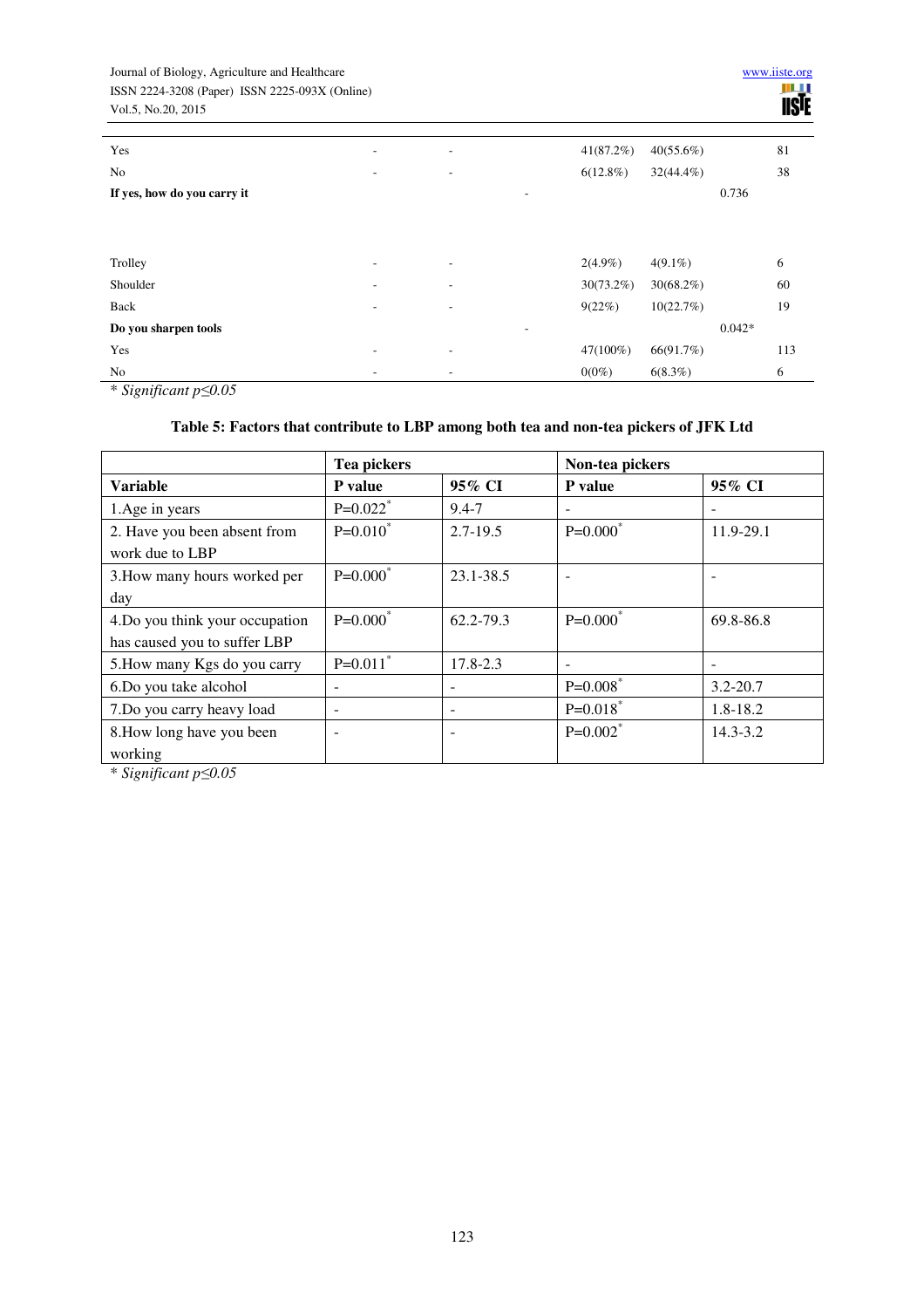| | | | | | | | |
|---|---|---|---|---|---|---|---|
| Yes | - | - | | 41(87.2%) | 40(55.6%) | | 81 |
| No | - | - | | 6(12.8%) | 32(44.4%) | | 38 |
| **If yes, how do you carry it** | | | - | | | 0.736 | |
| Trolley | - | - | | 2(4.9%) | 4(9.1%) | | 6 |
| Shoulder | - | - | | 30(73.2%) | 30(68.2%) | | 60 |
| Back | - | - | | 9(22%) | 10(22.7%) | | 19 |
| **Do you sharpen tools** | | | - | | | 0.042* | |
| Yes | - | - | | 47(100%) | 66(91.7%) | | 113 |
| No | - | - | | 0(0%) | 6(8.3%) | | 6 |

* *Significant p≤0.05*

**Table 5: Factors that contribute to LBP among both tea and non-tea pickers of JFK Ltd**

| | **Tea pickers** | | **Non-tea pickers** | |
|---|---|---|---|---|
| **Variable** | **P value** | **95% CI** | **P value** | **95% CI** |
| 1.Age in years | P=0.022* | 9.4-7 | - | - |
| 2. Have you been absent from work due to LBP | P=0.010* | 2.7-19.5 | P=0.000* | 11.9-29.1 |
| 3.How many hours worked per day | P=0.000* | 23.1-38.5 | - | - |
| 4.Do you think your occupation has caused you to suffer LBP | P=0.000* | 62.2-79.3 | P=0.000* | 69.8-86.8 |
| 5.How many Kgs do you carry | P=0.011* | 17.8-2.3 | - | - |
| 6.Do you take alcohol | - | - | P=0.008* | 3.2-20.7 |
| 7.Do you carry heavy load | - | - | P=0.018* | 1.8-18.2 |
| 8.How long have you been working | - | - | P=0.002* | 14.3-3.2 |

* *Significant p≤0.05*